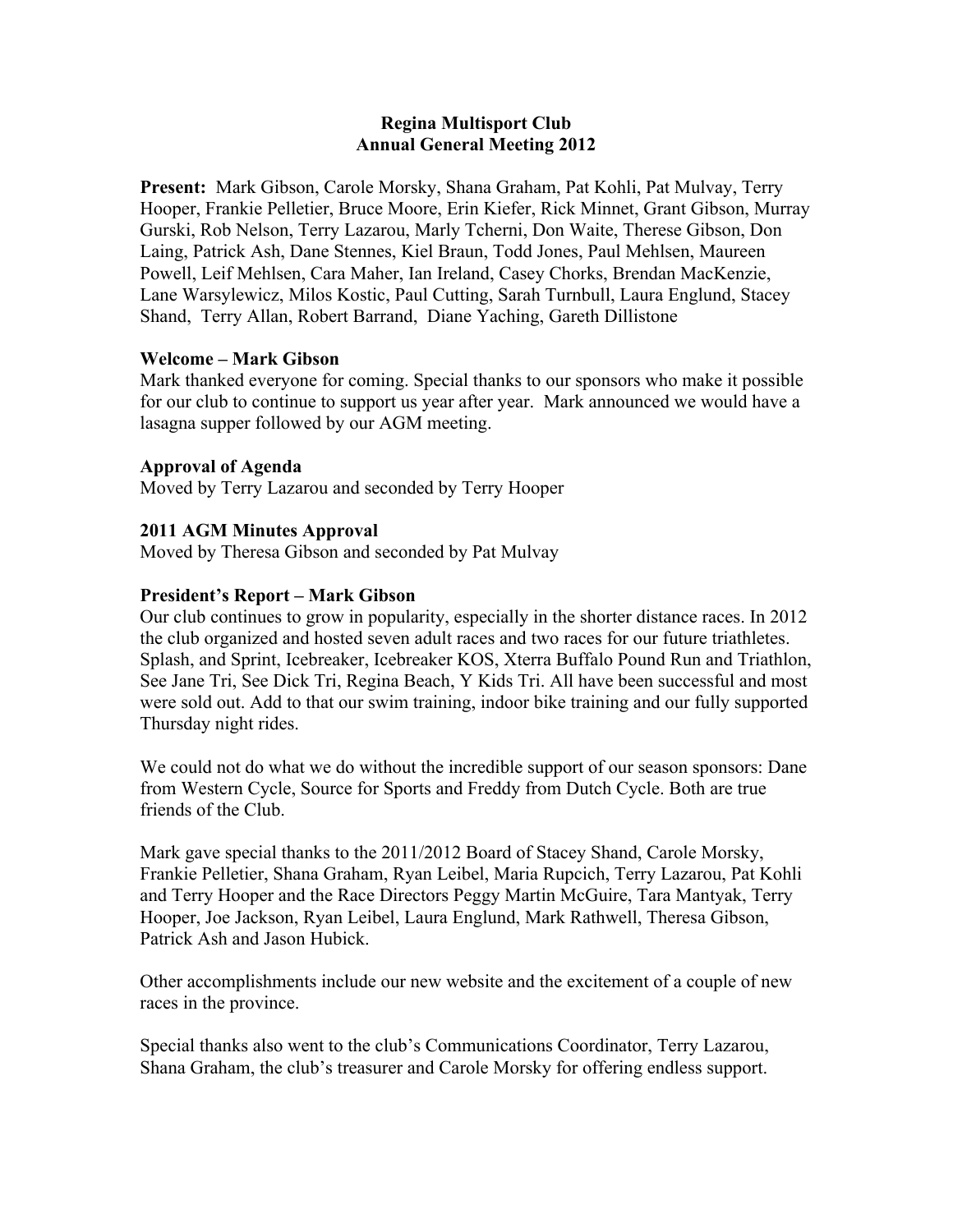# Regina Multisport Club
## Annual General Meeting 2012

**Present:** Mark Gibson, Carole Morsky, Shana Graham, Pat Kohli, Pat Mulvay, Terry Hooper, Frankie Pelletier, Bruce Moore, Erin Kiefer, Rick Minnet, Grant Gibson, Murray Gurski, Rob Nelson, Terry Lazarou, Marly Tcherni, Don Waite, Therese Gibson, Don Laing, Patrick Ash, Dane Stennes, Kiel Braun, Todd Jones, Paul Mehlsen, Maureen Powell, Leif Mehlsen, Cara Maher, Ian Ireland, Casey Chorks, Brendan MacKenzie, Lane Warsylewicz, Milos Kostic, Paul Cutting, Sarah Turnbull, Laura Englund, Stacey Shand, Terry Allan, Robert Barrand, Diane Yaching, Gareth Dillistone

**Welcome – Mark Gibson**

Mark thanked everyone for coming. Special thanks to our sponsors who make it possible for our club to continue to support us year after year. Mark announced we would have a lasagna supper followed by our AGM meeting.

**Approval of Agenda**

Moved by Terry Lazarou and seconded by Terry Hooper

**2011 AGM Minutes Approval**

Moved by Theresa Gibson and seconded by Pat Mulvay

**President's Report – Mark Gibson**

Our club continues to grow in popularity, especially in the shorter distance races. In 2012 the club organized and hosted seven adult races and two races for our future triathletes. Splash, and Sprint, Icebreaker, Icebreaker KOS, Xterra Buffalo Pound Run and Triathlon, See Jane Tri, See Dick Tri, Regina Beach, Y Kids Tri. All have been successful and most were sold out. Add to that our swim training, indoor bike training and our fully supported Thursday night rides.

We could not do what we do without the incredible support of our season sponsors: Dane from Western Cycle, Source for Sports and Freddy from Dutch Cycle. Both are true friends of the Club.

Mark gave special thanks to the 2011/2012 Board of Stacey Shand, Carole Morsky, Frankie Pelletier, Shana Graham, Ryan Leibel, Maria Rupcich, Terry Lazarou, Pat Kohli and Terry Hooper and the Race Directors Peggy Martin McGuire, Tara Mantyak, Terry Hooper, Joe Jackson, Ryan Leibel, Laura Englund, Mark Rathwell, Theresa Gibson, Patrick Ash and Jason Hubick.

Other accomplishments include our new website and the excitement of a couple of new races in the province.

Special thanks also went to the club's Communications Coordinator, Terry Lazarou, Shana Graham, the club's treasurer and Carole Morsky for offering endless support.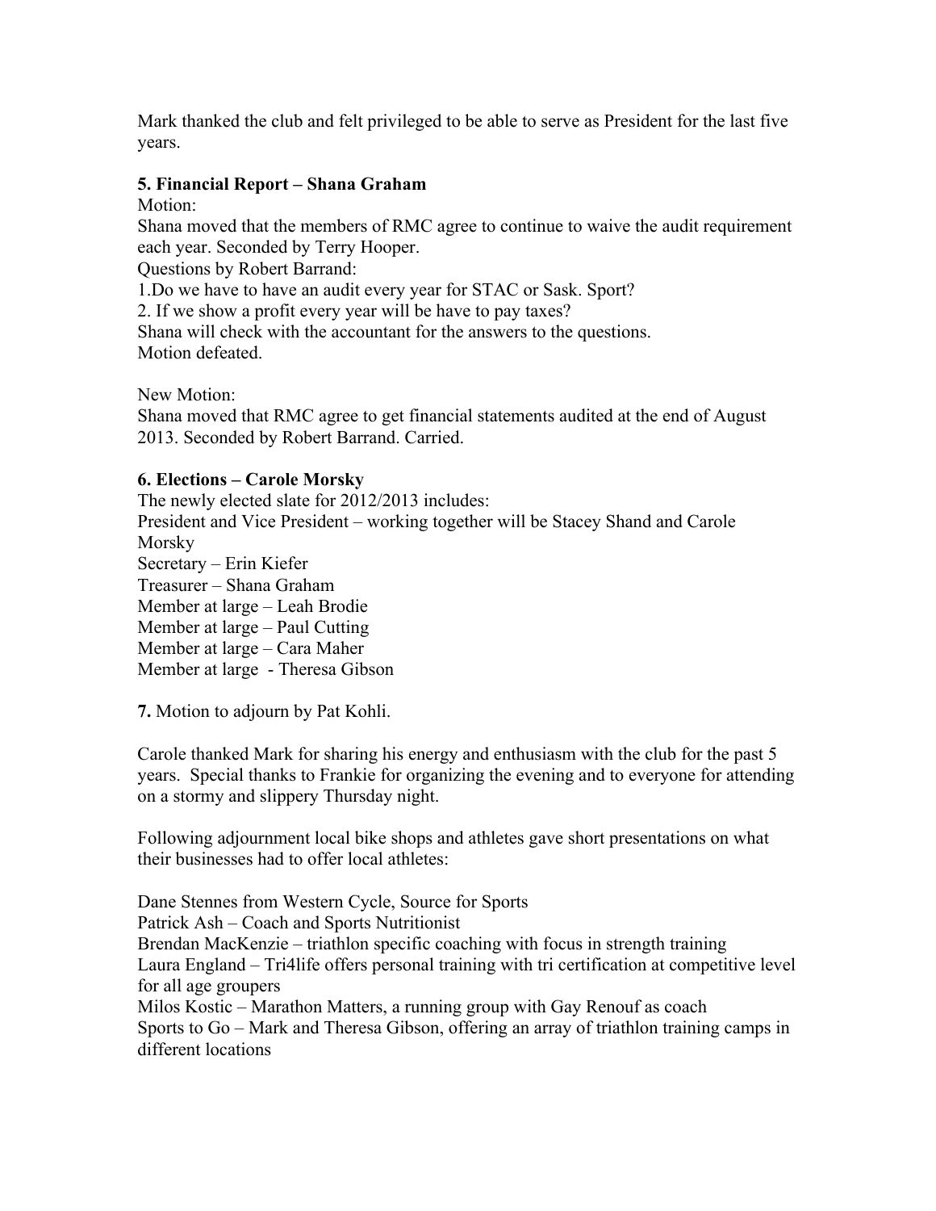Mark thanked the club and felt privileged to be able to serve as President for the last five years.

**5. Financial Report – Shana Graham**

Motion:
Shana moved that the members of RMC agree to continue to waive the audit requirement each year. Seconded by Terry Hooper.
Questions by Robert Barrand:
1.Do we have to have an audit every year for STAC or Sask. Sport?
2. If we show a profit every year will be have to pay taxes?
Shana will check with the accountant for the answers to the questions.
Motion defeated.

New Motion:
Shana moved that RMC agree to get financial statements audited at the end of August 2013. Seconded by Robert Barrand. Carried.

**6. Elections – Carole Morsky**

The newly elected slate for 2012/2013 includes:
President and Vice President – working together will be Stacey Shand and Carole Morsky
Secretary – Erin Kiefer
Treasurer – Shana Graham
Member at large – Leah Brodie
Member at large – Paul Cutting
Member at large – Cara Maher
Member at large - Theresa Gibson

**7.** Motion to adjourn by Pat Kohli.

Carole thanked Mark for sharing his energy and enthusiasm with the club for the past 5 years. Special thanks to Frankie for organizing the evening and to everyone for attending on a stormy and slippery Thursday night.

Following adjournment local bike shops and athletes gave short presentations on what their businesses had to offer local athletes:

Dane Stennes from Western Cycle, Source for Sports
Patrick Ash – Coach and Sports Nutritionist
Brendan MacKenzie – triathlon specific coaching with focus in strength training
Laura England – Tri4life offers personal training with tri certification at competitive level for all age groupers
Milos Kostic – Marathon Matters, a running group with Gay Renouf as coach
Sports to Go – Mark and Theresa Gibson, offering an array of triathlon training camps in different locations